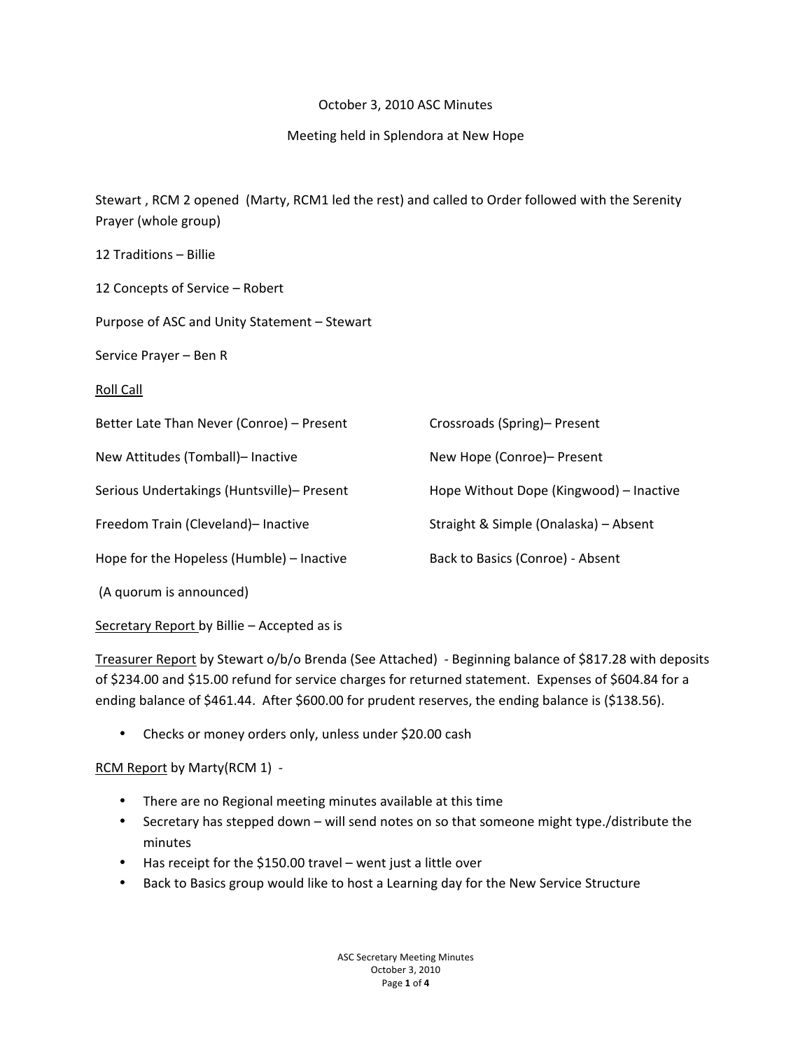October 3, 2010 ASC Minutes

Meeting held in Splendora at New Hope

Stewart , RCM 2 opened (Marty, RCM1 led the rest) and called to Order followed with the Serenity Prayer (whole group)

12 Traditions – Billie

12 Concepts of Service – Robert

Purpose of ASC and Unity Statement – Stewart

Service Prayer – Ben R

<u>Roll Call</u>

| | |
|---|---|
| Better Late Than Never (Conroe) – Present | Crossroads (Spring)– Present |
| New Attitudes (Tomball)– Inactive | New Hope (Conroe)– Present |
| Serious Undertakings (Huntsville)– Present | Hope Without Dope (Kingwood) – Inactive |
| Freedom Train (Cleveland)– Inactive | Straight & Simple (Onalaska) – Absent |
| Hope for the Hopeless (Humble) – Inactive | Back to Basics (Conroe) - Absent |

(A quorum is announced)

<u>Secretary Report</u> by Billie – Accepted as is

<u>Treasurer Report</u> by Stewart o/b/o Brenda (See Attached) - Beginning balance of $817.28 with deposits of $234.00 and $15.00 refund for service charges for returned statement. Expenses of $604.84 for a ending balance of $461.44. After $600.00 for prudent reserves, the ending balance is ($138.56).

- Checks or money orders only, unless under $20.00 cash

<u>RCM Report</u> by Marty(RCM 1) -

- There are no Regional meeting minutes available at this time
- Secretary has stepped down – will send notes on so that someone might type./distribute the minutes
- Has receipt for the $150.00 travel – went just a little over
- Back to Basics group would like to host a Learning day for the New Service Structure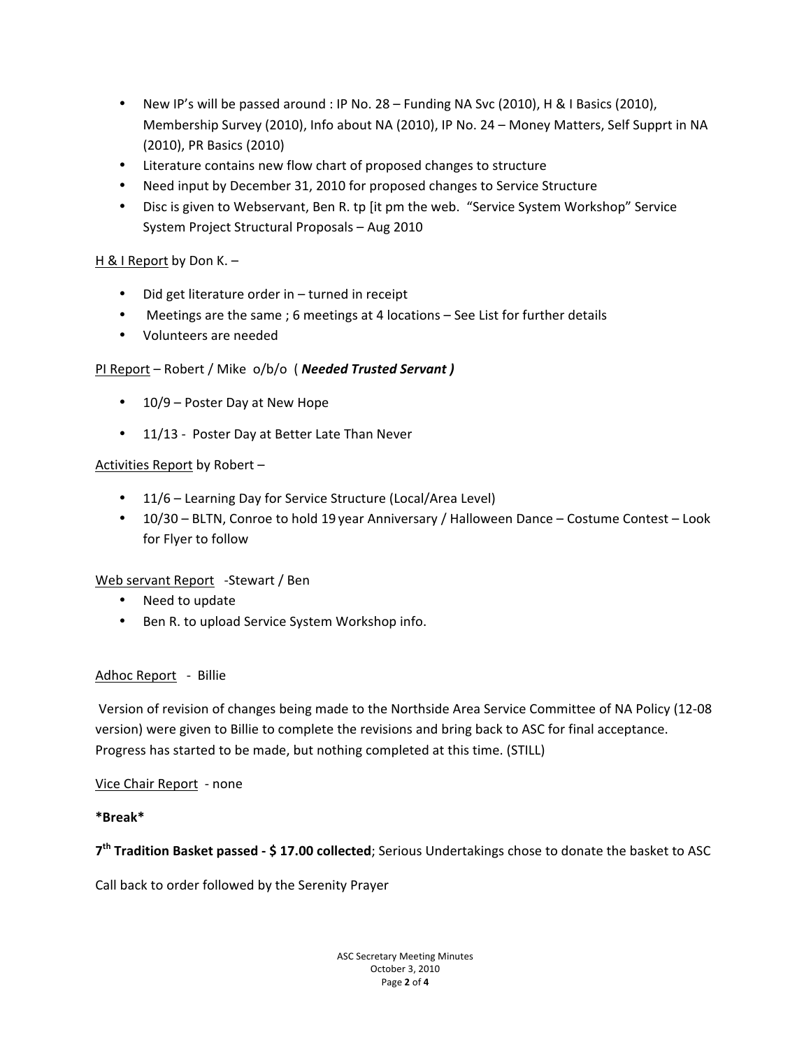- New IP's will be passed around : IP No. 28 – Funding NA Svc (2010), H & I Basics (2010), Membership Survey (2010), Info about NA (2010), IP No. 24 – Money Matters, Self Supprt in NA (2010), PR Basics (2010)
- Literature contains new flow chart of proposed changes to structure
- Need input by December 31, 2010 for proposed changes to Service Structure
- Disc is given to Webservant, Ben R. tp [it pm the web. "Service System Workshop" Service System Project Structural Proposals – Aug 2010

<u>H & I Report</u> by Don K. –

- Did get literature order in – turned in receipt
- Meetings are the same ; 6 meetings at 4 locations – See List for further details
- Volunteers are needed

<u>PI Report</u> – Robert / Mike o/b/o ( ***Needed Trusted Servant*** )

- 10/9 – Poster Day at New Hope
- 11/13 - Poster Day at Better Late Than Never

<u>Activities Report</u> by Robert –

- 11/6 – Learning Day for Service Structure (Local/Area Level)
- 10/30 – BLTN, Conroe to hold 19 year Anniversary / Halloween Dance – Costume Contest – Look for Flyer to follow

<u>Web servant Report</u> -Stewart / Ben

- Need to update
- Ben R. to upload Service System Workshop info.

<u>Adhoc Report</u> - Billie

Version of revision of changes being made to the Northside Area Service Committee of NA Policy (12-08 version) were given to Billie to complete the revisions and bring back to ASC for final acceptance. Progress has started to be made, but nothing completed at this time. (STILL)

<u>Vice Chair Report</u> - none

**\*Break\***

**7th Tradition Basket passed - $ 17.00 collected**; Serious Undertakings chose to donate the basket to ASC

Call back to order followed by the Serenity Prayer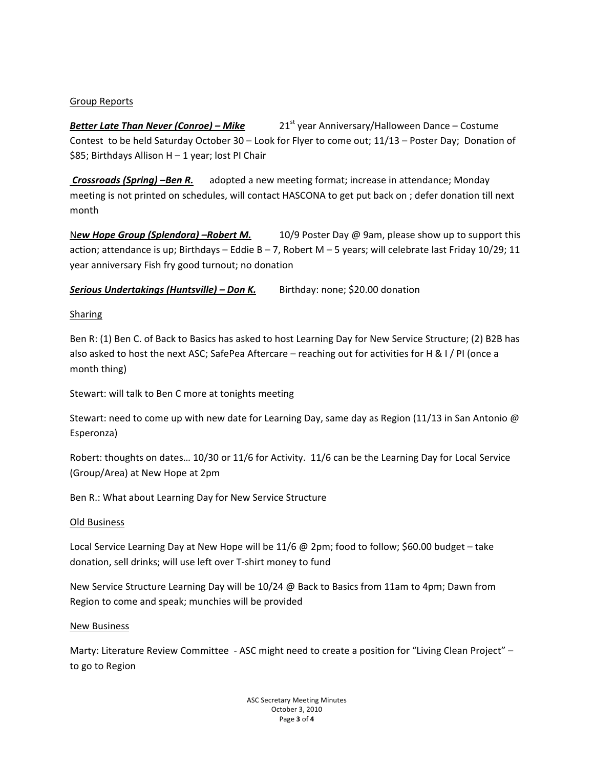Group Reports

***Better Late Than Never (Conroe) – Mike*** 21st year Anniversary/Halloween Dance – Costume Contest to be held Saturday October 30 – Look for Flyer to come out; 11/13 – Poster Day; Donation of $85; Birthdays Allison H – 1 year; lost PI Chair

***Crossroads (Spring) –Ben R.*** adopted a new meeting format; increase in attendance; Monday meeting is not printed on schedules, will contact HASCONA to get put back on ; defer donation till next month

N***ew Hope Group (Splendora) –Robert M.*** 10/9 Poster Day @ 9am, please show up to support this action; attendance is up; Birthdays – Eddie B – 7, Robert M – 5 years; will celebrate last Friday 10/29; 11 year anniversary Fish fry good turnout; no donation

***Serious Undertakings (Huntsville) – Don K.*** Birthday: none; $20.00 donation

Sharing

Ben R: (1) Ben C. of Back to Basics has asked to host Learning Day for New Service Structure; (2) B2B has also asked to host the next ASC; SafePea Aftercare – reaching out for activities for H & I / PI (once a month thing)

Stewart: will talk to Ben C more at tonights meeting

Stewart: need to come up with new date for Learning Day, same day as Region (11/13 in San Antonio @ Esperonza)

Robert: thoughts on dates… 10/30 or 11/6 for Activity. 11/6 can be the Learning Day for Local Service (Group/Area) at New Hope at 2pm

Ben R.: What about Learning Day for New Service Structure

Old Business

Local Service Learning Day at New Hope will be 11/6 @ 2pm; food to follow; $60.00 budget – take donation, sell drinks; will use left over T-shirt money to fund

New Service Structure Learning Day will be 10/24 @ Back to Basics from 11am to 4pm; Dawn from Region to come and speak; munchies will be provided

New Business

Marty: Literature Review Committee - ASC might need to create a position for "Living Clean Project" – to go to Region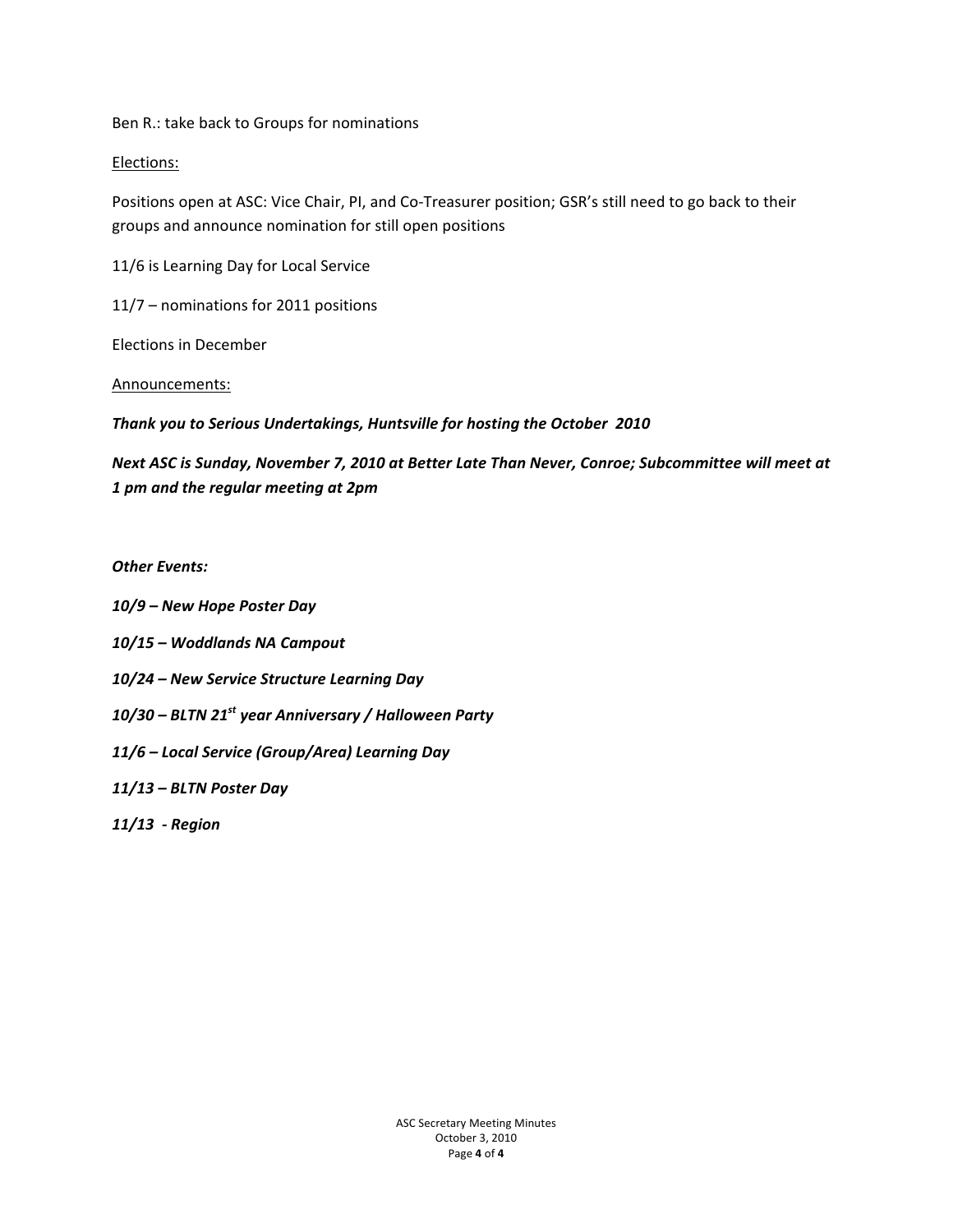Ben R.: take back to Groups for nominations

Elections:

Positions open at ASC: Vice Chair, PI, and Co-Treasurer position; GSR's still need to go back to their groups and announce nomination for still open positions

11/6 is Learning Day for Local Service

11/7 – nominations for 2011 positions

Elections in December

Announcements:

***Thank you to Serious Undertakings, Huntsville for hosting the October 2010***

***Next ASC is Sunday, November 7, 2010 at Better Late Than Never, Conroe; Subcommittee will meet at 1 pm and the regular meeting at 2pm***

***Other Events:***

***10/9 – New Hope Poster Day***

***10/15 – Woddlands NA Campout***

***10/24 – New Service Structure Learning Day***

***10/30 – BLTN 21st year Anniversary / Halloween Party***

***11/6 – Local Service (Group/Area) Learning Day***

***11/13 – BLTN Poster Day***

***11/13 - Region***